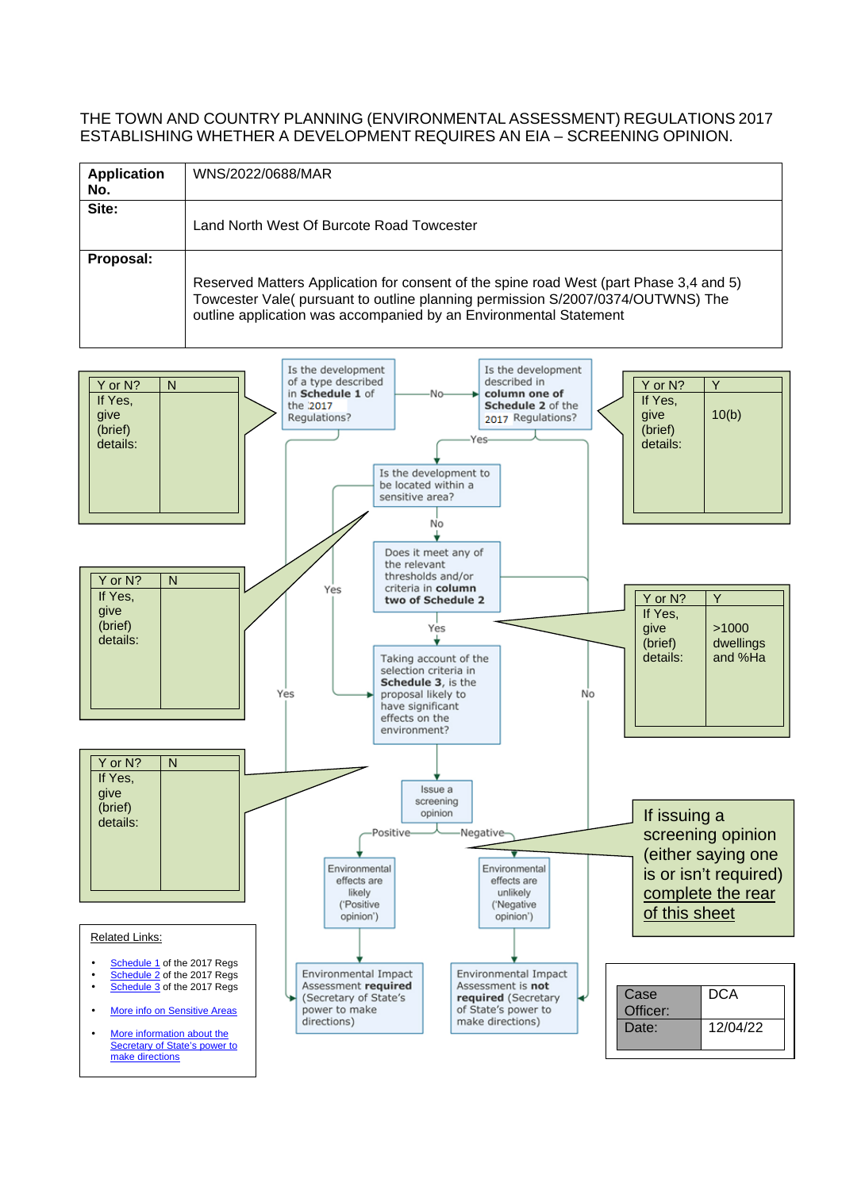THE TOWN AND COUNTRY PLANNING (ENVIRONMENTAL ASSESSMENT) REGULATIONS 2017
ESTABLISHING WHETHER A DEVELOPMENT REQUIRES AN EIA – SCREENING OPINION.

| **Application No.** | WNS/2022/0688/MAR |
|---|---|
| **Site:** | Land North West Of Burcote Road Towcester |
| **Proposal:** | Reserved Matters Application for consent of the spine road West (part Phase 3,4 and 5) Towcester Vale( pursuant to outline planning permission S/2007/0374/OUTWNS) The outline application was accompanied by an Environmental Statement |

Is the development of a type described in **Schedule 1** of the 2017 Regulations?

| Y or N? | N |
|---|---|
| If Yes, give (brief) details: | |

No → Is the development described in **column one of Schedule 2** of the 2017 Regulations?

| Y or N? | Y |
|---|---|
| If Yes, give (brief) details: | 10(b) |

Yes → Is the development to be located within a sensitive area?

| Y or N? | N |
|---|---|
| If Yes, give (brief) details: | |

No → Does it meet any of the relevant thresholds and/or criteria in **column two of Schedule 2**

| Y or N? | Y |
|---|---|
| If Yes, give (brief) details: | >1000 dwellings and %Ha |

Yes → Taking account of the selection criteria in **Schedule 3**, is the proposal likely to have significant effects on the environment?

| Y or N? | N |
|---|---|
| If Yes, give (brief) details: | |

Issue a screening opinion

- Positive → Environmental effects are likely ('Positive opinion') → Environmental Impact Assessment **required** (Secretary of State's power to make directions)
- Negative → Environmental effects are unlikely ('Negative opinion') → Environmental Impact Assessment is **not required** (Secretary of State's power to make directions)

If issuing a screening opinion (either saying one is or isn't required) complete the rear of this sheet

Related Links:

- Schedule 1 of the 2017 Regs
- Schedule 2 of the 2017 Regs
- Schedule 3 of the 2017 Regs
- More info on Sensitive Areas
- More information about the Secretary of State's power to make directions

| Case Officer: | DCA |
|---|---|
| Date: | 12/04/22 |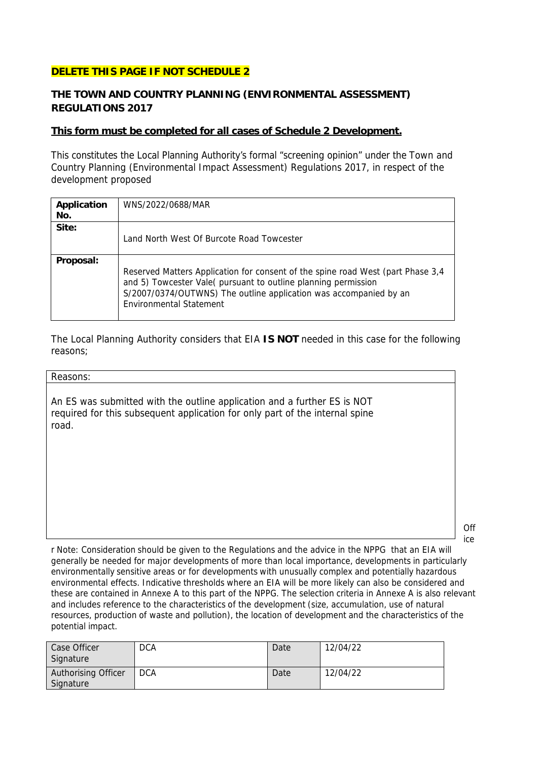**DELETE THIS PAGE IF NOT SCHEDULE 2**

**THE TOWN AND COUNTRY PLANNING (ENVIRONMENTAL ASSESSMENT) REGULATIONS 2017**

**This form must be completed for all cases of Schedule 2 Development.**

This constitutes the Local Planning Authority's formal "screening opinion" under the Town and Country Planning (Environmental Impact Assessment) Regulations 2017, in respect of the development proposed

| | |
|---|---|
| **Application No.** | WNS/2022/0688/MAR |
| **Site:** | Land North West Of Burcote Road Towcester |
| **Proposal:** | Reserved Matters Application for consent of the spine road West (part Phase 3,4 and 5) Towcester Vale( pursuant to outline planning permission S/2007/0374/OUTWNS) The outline application was accompanied by an Environmental Statement |

The Local Planning Authority considers that EIA **IS NOT** needed in this case for the following reasons;

| Reasons: |
|---|
| An ES was submitted with the outline application and a further ES is NOT required for this subsequent application for only part of the internal spine road. |

Officer Note: Consideration should be given to the Regulations and the advice in the NPPG that an EIA will generally be needed for major developments of more than local importance, developments in particularly environmentally sensitive areas or for developments with unusually complex and potentially hazardous environmental effects. Indicative thresholds where an EIA will be more likely can also be considered and these are contained in Annexe A to this part of the NPPG. The selection criteria in Annexe A is also relevant and includes reference to the characteristics of the development (size, accumulation, use of natural resources, production of waste and pollution), the location of development and the characteristics of the potential impact.

| | | | |
|---|---|---|---|
| Case Officer Signature | DCA | Date | 12/04/22 |
| Authorising Officer Signature | DCA | Date | 12/04/22 |